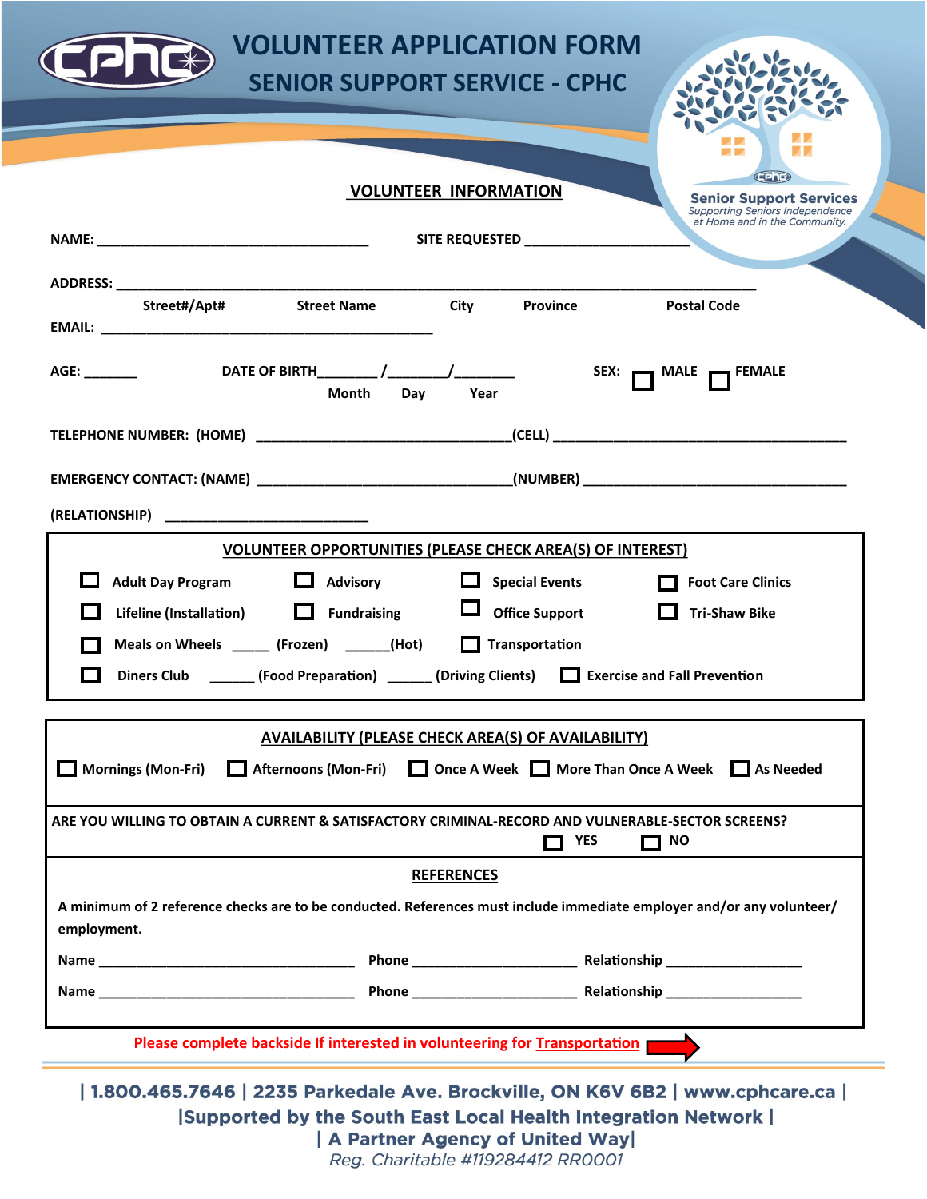# VOLUNTEER APPLICATION FORM

## SENIOR SUPPORT SERVICE - CPHC

Senior Support Services
*Supporting Seniors Independence at Home and in the Community.*

### VOLUNTEER INFORMATION

NAME: ___________________________________ SITE REQUESTED ____________________

ADDRESS: ____________________________________________________________________________

Street#/Apt# Street Name City Province Postal Code

EMAIL: ___________________________________________

AGE: _______ DATE OF BIRTH_______ /_______/_______ SEX: ☐ MALE ☐ FEMALE

Month Day Year

TELEPHONE NUMBER: (HOME) _________________________________(CELL) ______________________________________

EMERGENCY CONTACT: (NAME) _________________________________(NUMBER) ____________________________________

(RELATIONSHIP) ___________________________

### VOLUNTEER OPPORTUNITIES (PLEASE CHECK AREA(S) OF INTEREST)

☐ Adult Day Program ☐ Advisory ☐ Special Events ☐ Foot Care Clinics

☐ Lifeline (Installation) ☐ Fundraising ☐ Office Support ☐ Tri-Shaw Bike

☐ Meals on Wheels _____ (Frozen) ______(Hot) ☐ Transportation

☐ Diners Club ______ (Food Preparation) ______ (Driving Clients) ☐ Exercise and Fall Prevention

### AVAILABILITY (PLEASE CHECK AREA(S) OF AVAILABILITY)

☐ Mornings (Mon-Fri) ☐ Afternoons (Mon-Fri) ☐ Once A Week ☐ More Than Once A Week ☐ As Needed

ARE YOU WILLING TO OBTAIN A CURRENT & SATISFACTORY CRIMINAL-RECORD AND VULNERABLE-SECTOR SCREENS?

☐ YES ☐ NO

### REFERENCES

A minimum of 2 reference checks are to be conducted. References must include immediate employer and/or any volunteer/employment.

Name _________________________________ Phone _____________________ Relationship _________________

Name _________________________________ Phone _____________________ Relationship _________________

Please complete backside If interested in volunteering for Transportation →

| 1.800.465.7646 | 2235 Parkedale Ave. Brockville, ON K6V 6B2 | www.cphcare.ca |

|Supported by the South East Local Health Integration Network |

| A Partner Agency of United Way|

*Reg. Charitable #119284412 RR0001*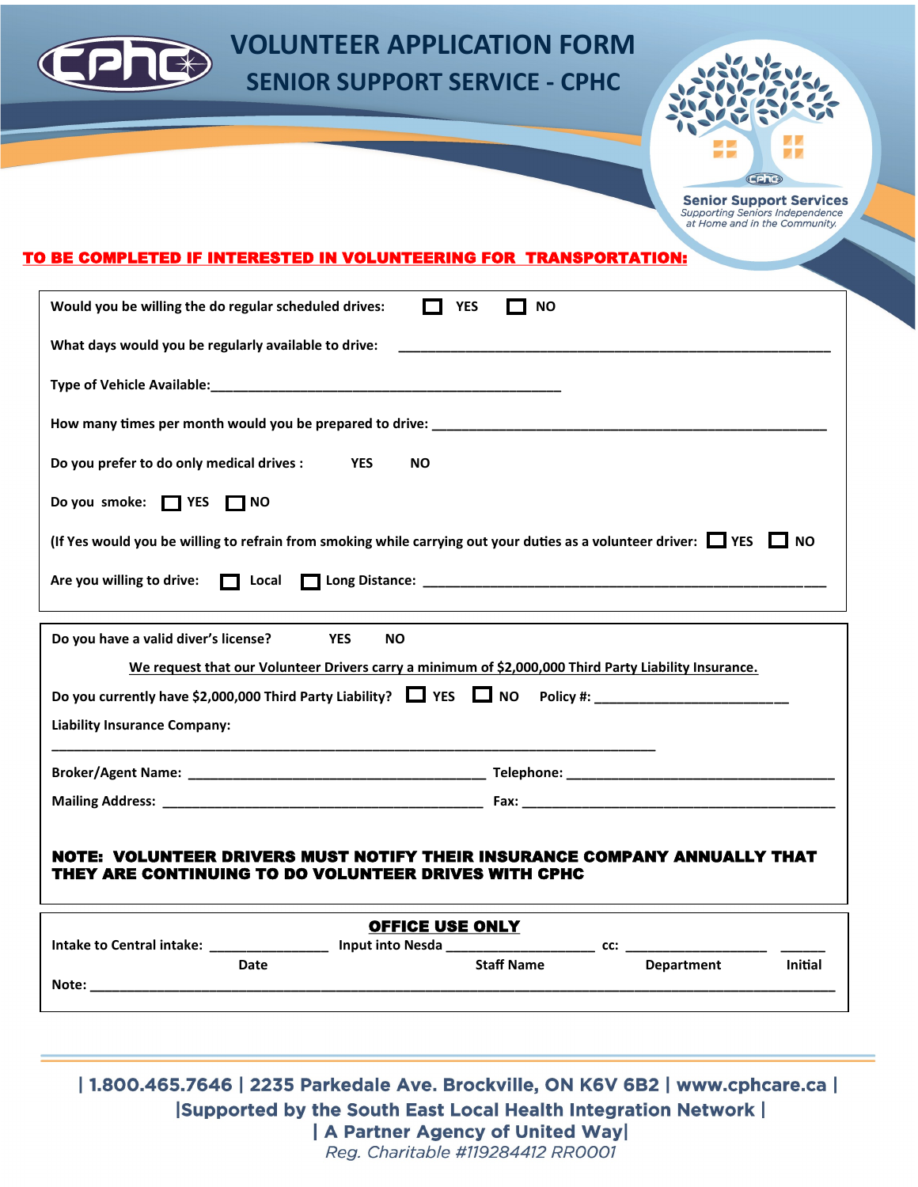# VOLUNTEER APPLICATION FORM

## SENIOR SUPPORT SERVICE - CPHC

Senior Support Services
*Supporting Seniors Independence at Home and in the Community.*

**TO BE COMPLETED IF INTERESTED IN VOLUNTEERING FOR TRANSPORTATION:**

Would you be willing the do regular scheduled drives: ☐ YES ☐ NO

What days would you be regularly available to drive: ____________________________________________

Type of Vehicle Available:____________________________________________

How many times per month would you be prepared to drive: ____________________________________________

Do you prefer to do only medical drives : YES NO

Do you smoke: ☐ YES ☐ NO

(If Yes would you be willing to refrain from smoking while carrying out your duties as a volunteer driver: ☐ YES ☐ NO

Are you willing to drive: ☐ Local ☐ Long Distance: ____________________________________________

---

Do you have a valid diver's license? YES NO

We request that our Volunteer Drivers carry a minimum of $2,000,000 Third Party Liability Insurance.

Do you currently have $2,000,000 Third Party Liability? ☐ YES ☐ NO Policy #: ______________________

Liability Insurance Company:

____________________________________________

Broker/Agent Name: ______________________ Telephone: ______________________

Mailing Address: ______________________ Fax: ______________________

**NOTE: VOLUNTEER DRIVERS MUST NOTIFY THEIR INSURANCE COMPANY ANNUALLY THAT THEY ARE CONTINUING TO DO VOLUNTEER DRIVES WITH CPHC**

---

**OFFICE USE ONLY**

Intake to Central intake: ______________ Input into Nesda ______________ cc: ______________ ______

Date Staff Name Department Initial

Note: ____________________________________________

---

| 1.800.465.7646 | 2235 Parkedale Ave. Brockville, ON K6V 6B2 | www.cphcare.ca |

|Supported by the South East Local Health Integration Network |

| A Partner Agency of United Way|

*Reg. Charitable #119284412 RR0001*